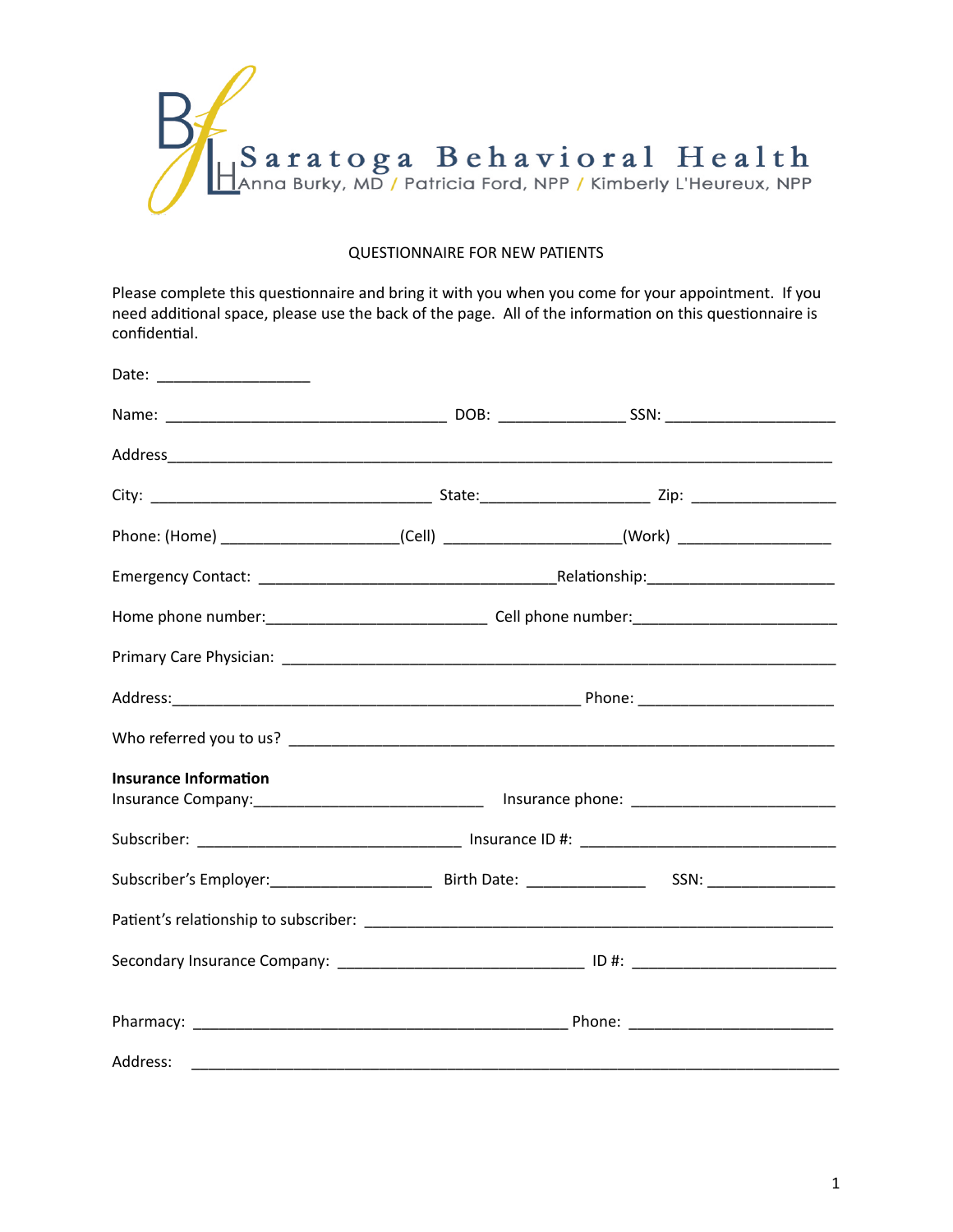# Saratoga Behavioral Health

Anna Burky, MD / Patricia Ford, NPP / Kimberly L'Heureux, NPP

QUESTIONNAIRE FOR NEW PATIENTS

Please complete this questionnaire and bring it with you when you come for your appointment. If you need additional space, please use the back of the page. All of the information on this questionnaire is confidential.

Date: __________________

Name: _________________________________ DOB: _______________ SSN: ____________________

Address_______________________________________________________________________________

City: _________________________________ State:____________________ Zip: _________________

Phone: (Home) ____________________(Cell) ____________________(Work) __________________

Emergency Contact: ___________________________________Relationship:_____________________

Home phone number:_________________________ Cell phone number:_______________________

Primary Care Physician: _________________________________________________________________

Address:_______________________________________________ Phone: ______________________

Who referred you to us? _________________________________________________________________

**Insurance Information**

Insurance Company:__________________________ Insurance phone: ________________________

Subscriber: _______________________________ Insurance ID #: ______________________________

Subscriber's Employer:___________________ Birth Date: ______________ SSN: _______________

Patient's relationship to subscriber: ______________________________________________________

Secondary Insurance Company: _____________________________ ID #: _______________________

Pharmacy: _____________________________________________ Phone: ______________________

Address: _____________________________________________________________________________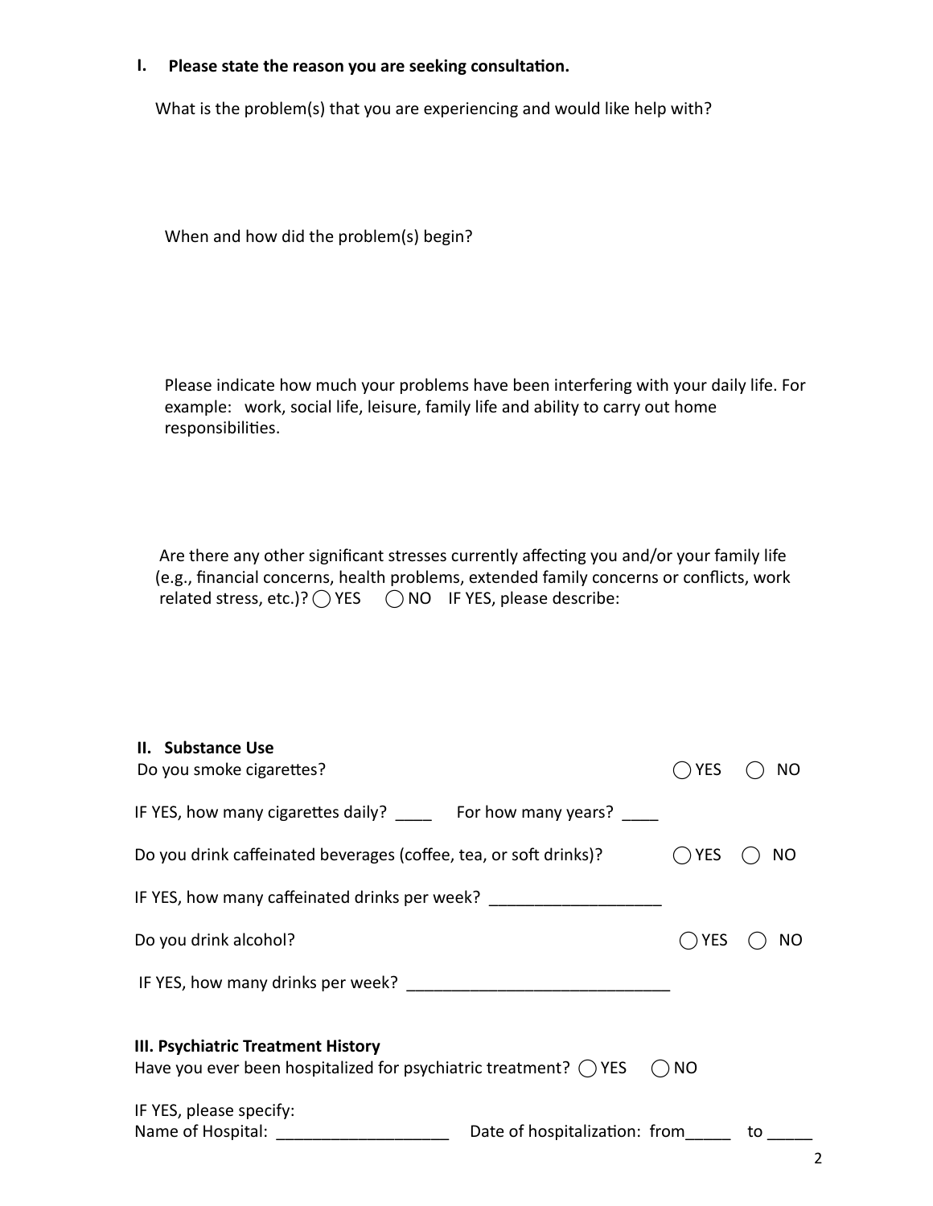## I. Please state the reason you are seeking consultation.

What is the problem(s) that you are experiencing and would like help with?

When and how did the problem(s) begin?

Please indicate how much your problems have been interfering with your daily life. For example: work, social life, leisure, family life and ability to carry out home responsibilities.

Are there any other significant stresses currently affecting you and/or your family life (e.g., financial concerns, health problems, extended family concerns or conflicts, work related stress, etc.)? ◯ YES ◯ NO IF YES, please describe:

## II. Substance Use

Do you smoke cigarettes? ◯ YES ◯ NO

IF YES, how many cigarettes daily? ____ For how many years? ____

Do you drink caffeinated beverages (coffee, tea, or soft drinks)? ◯ YES ◯ NO

IF YES, how many caffeinated drinks per week? ___________________

Do you drink alcohol? ◯ YES ◯ NO

IF YES, how many drinks per week? _____________________________

## III. Psychiatric Treatment History

Have you ever been hospitalized for psychiatric treatment? ◯ YES ◯ NO

IF YES, please specify:

Name of Hospital: ___________________ Date of hospitalization: from_____ to _____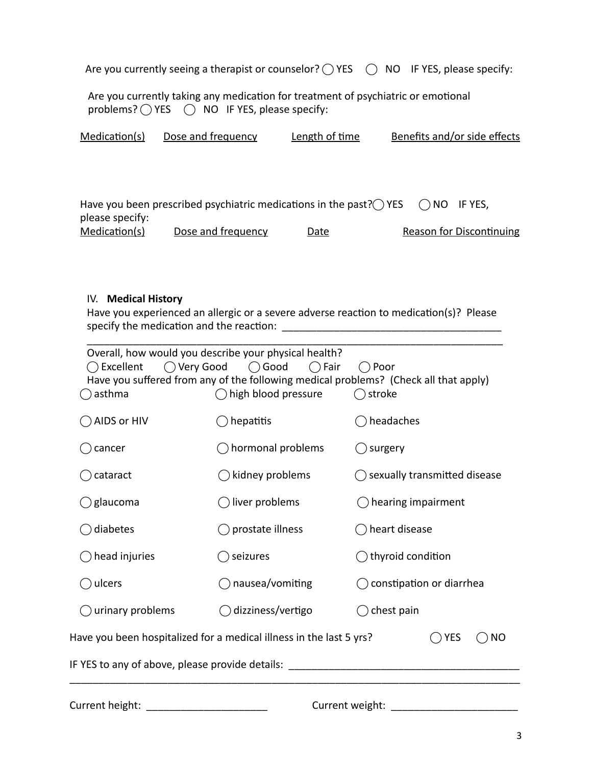Are you currently seeing a therapist or counselor? ◯ YES ◯ NO IF YES, please specify:

Are you currently taking any medication for treatment of psychiatric or emotional problems? ◯ YES ◯ NO IF YES, please specify:

| Medication(s) | Dose and frequency | Length of time | Benefits and/or side effects |
|---|---|---|---|
| | | | |

Have you been prescribed psychiatric medications in the past? ◯ YES ◯ NO IF YES, please specify:

| Medication(s) | Dose and frequency | Date | Reason for Discontinuing |
|---|---|---|---|
| | | | |

## IV. **Medical History**

Have you experienced an allergic or a severe adverse reaction to medication(s)? Please specify the medication and the reaction: ______________________________________

___________________________________________________________________________

Overall, how would you describe your physical health?
◯ Excellent ◯ Very Good ◯ Good ◯ Fair ◯ Poor

Have you suffered from any of the following medical problems? (Check all that apply)

| | | |
|---|---|---|
| ◯ asthma | ◯ high blood pressure | ◯ stroke |
| ◯ AIDS or HIV | ◯ hepatitis | ◯ headaches |
| ◯ cancer | ◯ hormonal problems | ◯ surgery |
| ◯ cataract | ◯ kidney problems | ◯ sexually transmitted disease |
| ◯ glaucoma | ◯ liver problems | ◯ hearing impairment |
| ◯ diabetes | ◯ prostate illness | ◯ heart disease |
| ◯ head injuries | ◯ seizures | ◯ thyroid condition |
| ◯ ulcers | ◯ nausea/vomiting | ◯ constipation or diarrhea |
| ◯ urinary problems | ◯ dizziness/vertigo | ◯ chest pain |

Have you been hospitalized for a medical illness in the last 5 yrs? ◯ YES ◯ NO

IF YES to any of above, please provide details: ________________________________________

___________________________________________________________________________

Current height: _____________________ Current weight: _____________________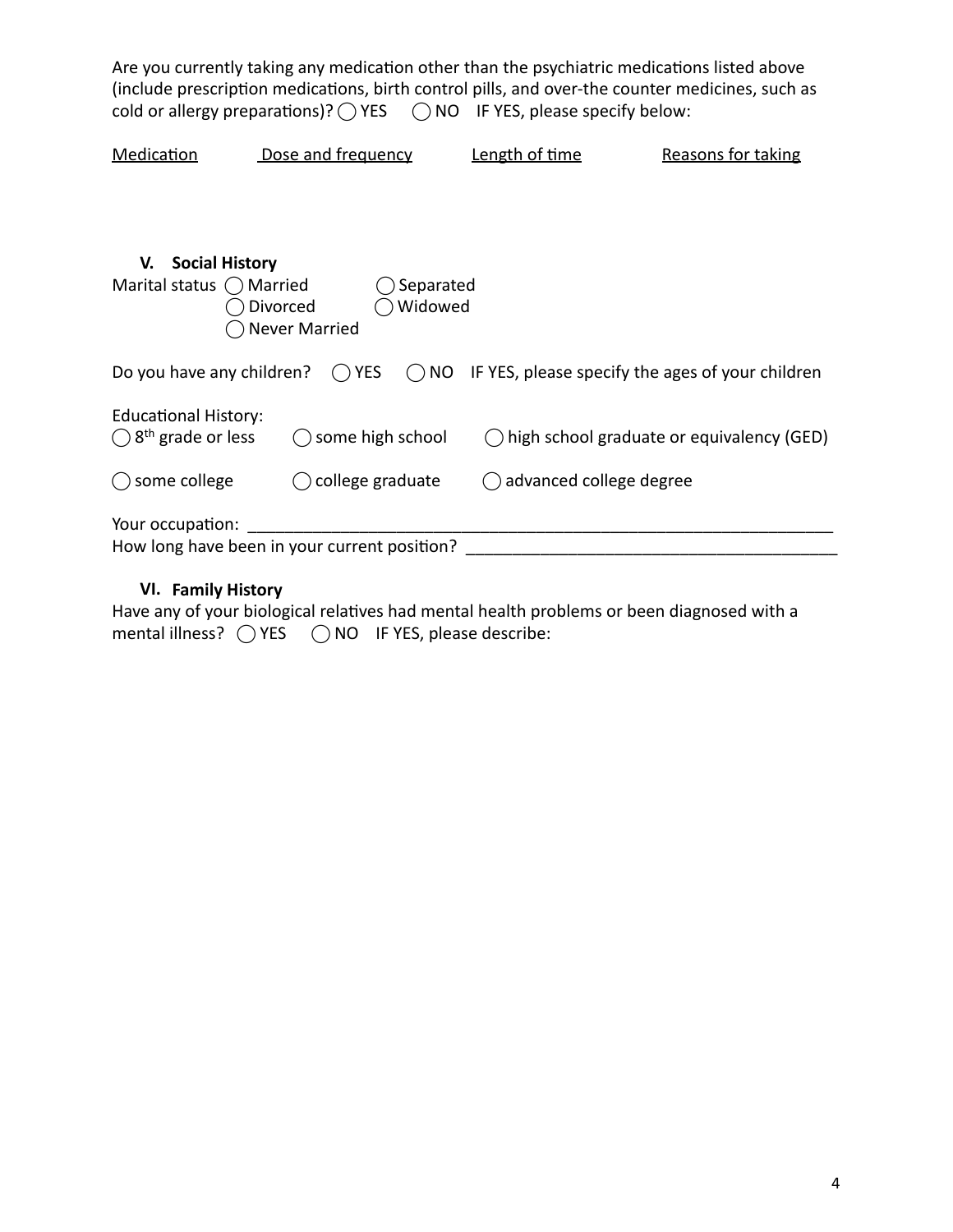Are you currently taking any medication other than the psychiatric medications listed above (include prescription medications, birth control pills, and over-the counter medicines, such as cold or allergy preparations)? ◯ YES ◯ NO IF YES, please specify below:

| Medication | Dose and frequency | Length of time | Reasons for taking |
|---|---|---|---|
| | | | |

### V. Social History

Marital status ◯ Married ◯ Separated
◯ Divorced ◯ Widowed
◯ Never Married

Do you have any children? ◯ YES ◯ NO IF YES, please specify the ages of your children

Educational History:
◯ 8th grade or less ◯ some high school ◯ high school graduate or equivalency (GED)

◯ some college ◯ college graduate ◯ advanced college degree

Your occupation: ____________________________________________________________________
How long have been in your current position? ________________________________________

### VI. Family History

Have any of your biological relatives had mental health problems or been diagnosed with a mental illness? ◯ YES ◯ NO IF YES, please describe: